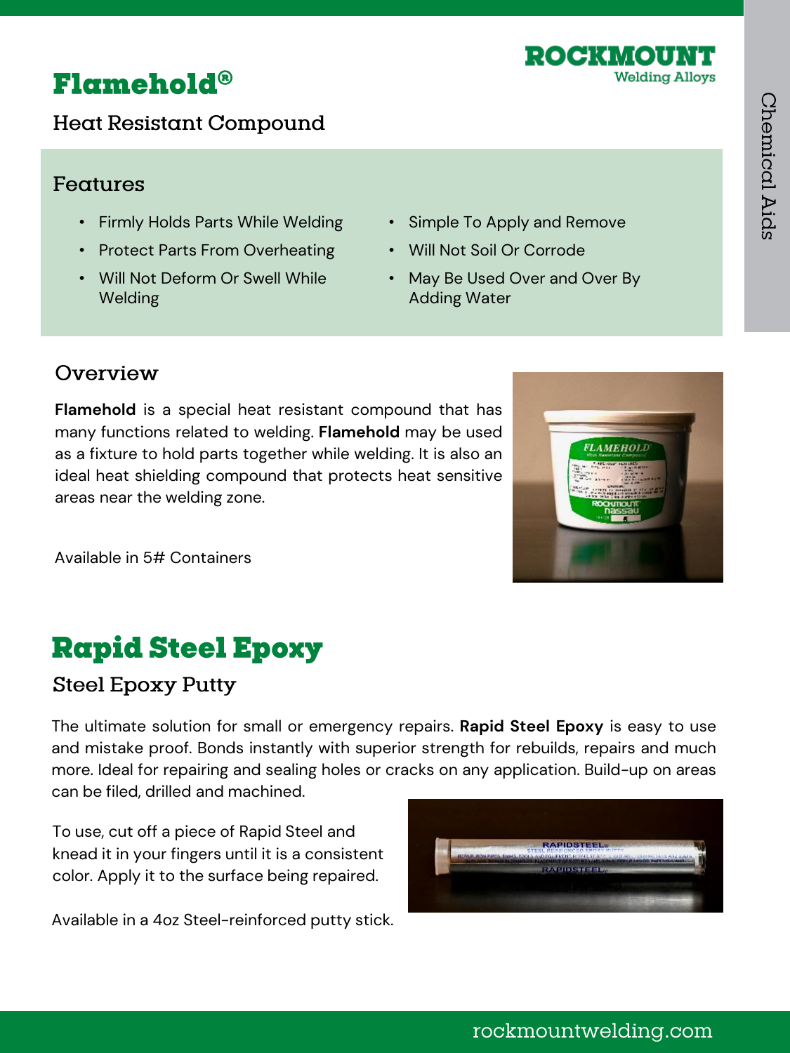# Flamehold®

## Heat Resistant Compound

### Features

- Firmly Holds Parts While Welding
- Protect Parts From Overheating
- Will Not Deform Or Swell While Welding
- Simple To Apply and Remove
- Will Not Soil Or Corrode
- May Be Used Over and Over By Adding Water

### Overview

**Flamehold** is a special heat resistant compound that has many functions related to welding. **Flamehold** may be used as a fixture to hold parts together while welding. It is also an ideal heat shielding compound that protects heat sensitive areas near the welding zone.

Available in 5# Containers

# Rapid Steel Epoxy

## Steel Epoxy Putty

The ultimate solution for small or emergency repairs. **Rapid Steel Epoxy** is easy to use and mistake proof. Bonds instantly with superior strength for rebuilds, repairs and much more. Ideal for repairing and sealing holes or cracks on any application. Build-up on areas can be filed, drilled and machined.

To use, cut off a piece of Rapid Steel and knead it in your fingers until it is a consistent color. Apply it to the surface being repaired.

Available in a 4oz Steel-reinforced putty stick.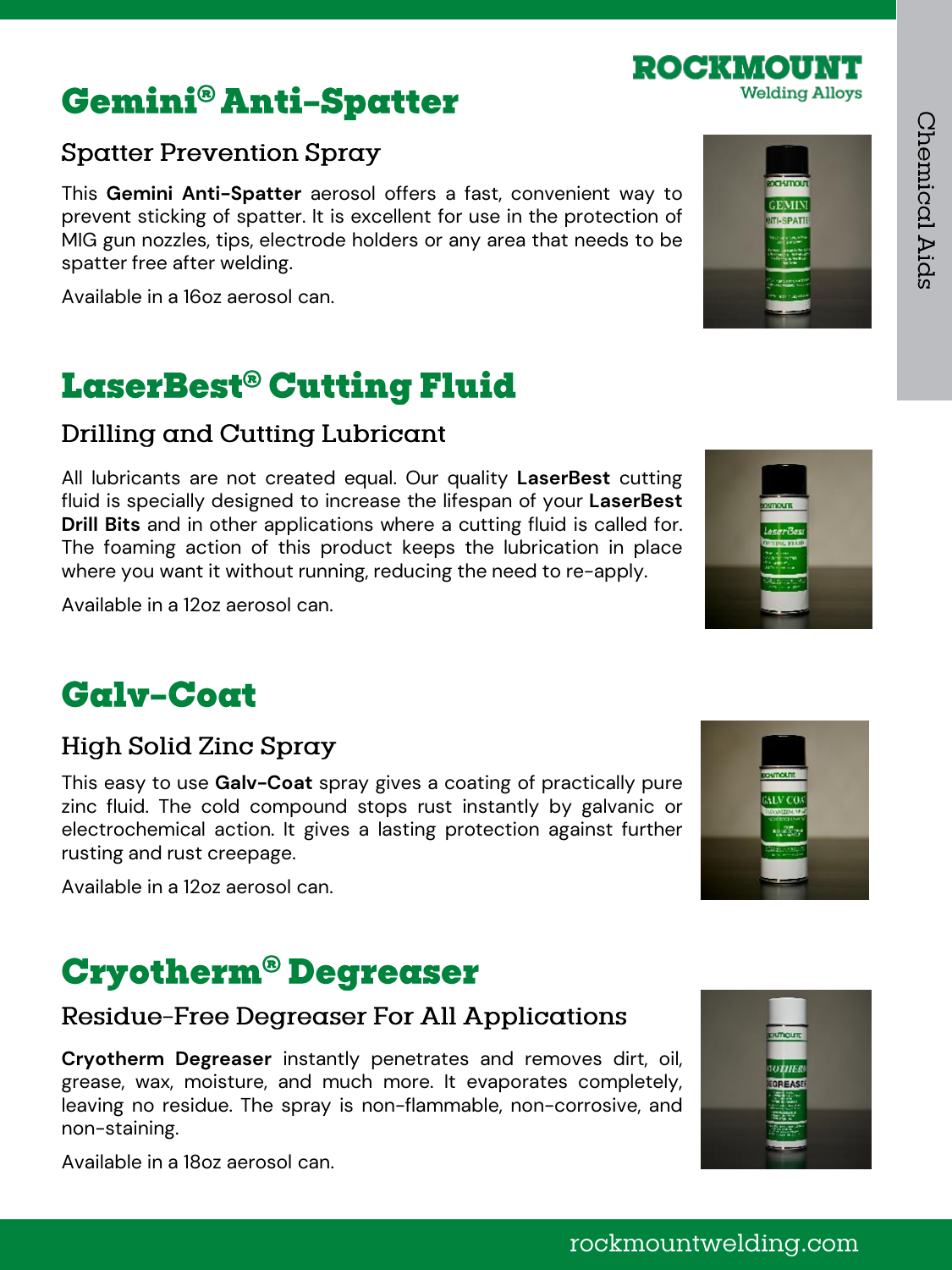# Gemini® Anti-Spatter

## Spatter Prevention Spray

This **Gemini Anti-Spatter** aerosol offers a fast, convenient way to prevent sticking of spatter. It is excellent for use in the protection of MIG gun nozzles, tips, electrode holders or any area that needs to be spatter free after welding.

Available in a 16oz aerosol can.

# LaserBest® Cutting Fluid

## Drilling and Cutting Lubricant

All lubricants are not created equal. Our quality **LaserBest** cutting fluid is specially designed to increase the lifespan of your **LaserBest Drill Bits** and in other applications where a cutting fluid is called for. The foaming action of this product keeps the lubrication in place where you want it without running, reducing the need to re-apply.

Available in a 12oz aerosol can.

# Galv-Coat

## High Solid Zinc Spray

This easy to use **Galv-Coat** spray gives a coating of practically pure zinc fluid. The cold compound stops rust instantly by galvanic or electrochemical action. It gives a lasting protection against further rusting and rust creepage.

Available in a 12oz aerosol can.

# Cryotherm® Degreaser

## Residue-Free Degreaser For All Applications

**Cryotherm Degreaser** instantly penetrates and removes dirt, oil, grease, wax, moisture, and much more. It evaporates completely, leaving no residue. The spray is non-flammable, non-corrosive, and non-staining.

Available in a 18oz aerosol can.